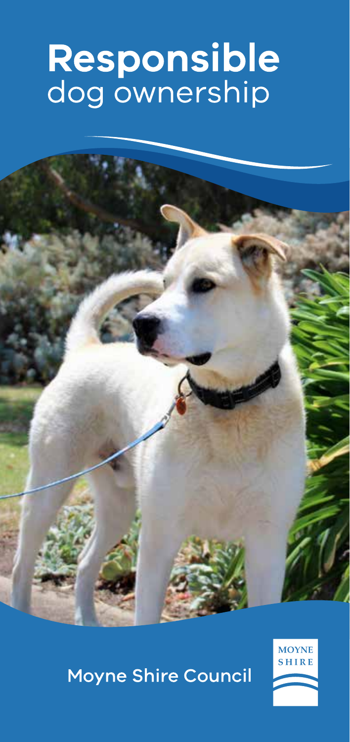# Responsible dog ownership

Moyne Shire Council

MOYNE SHIRE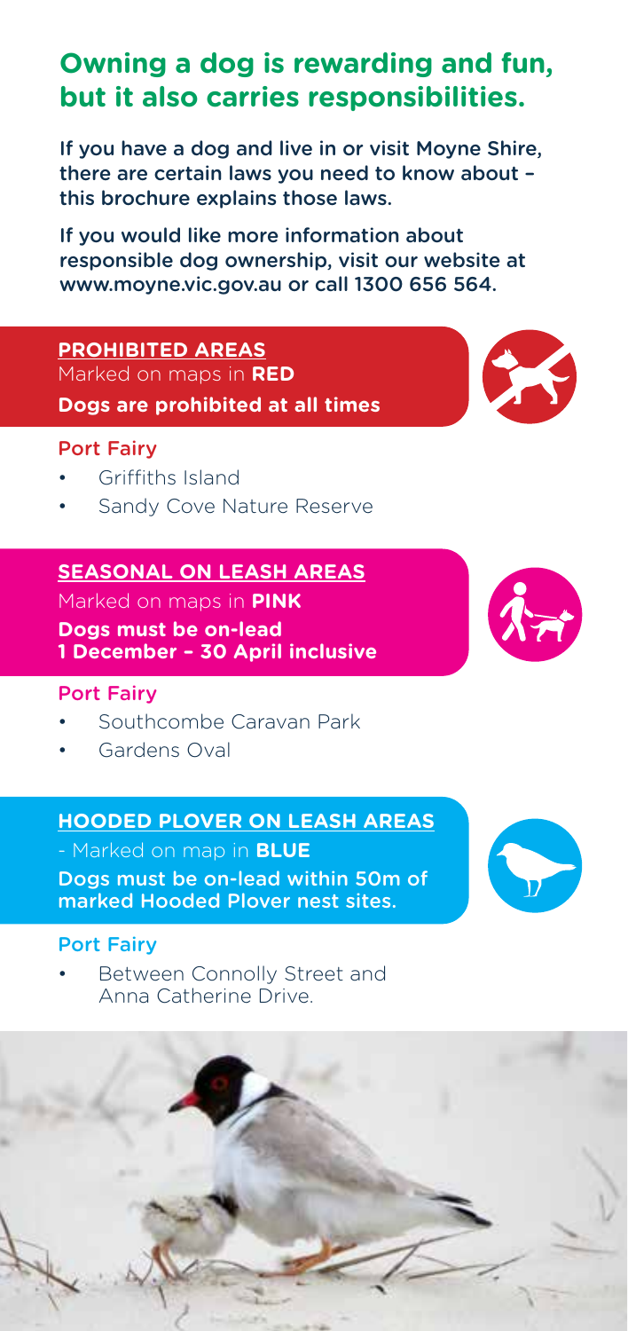## Owning a dog is rewarding and fun, but it also carries responsibilities.

If you have a dog and live in or visit Moyne Shire, there are certain laws you need to know about – this brochure explains those laws.

If you would like more information about responsible dog ownership, visit our website at www.moyne.vic.gov.au or call 1300 656 564.

### PROHIBITED AREAS

Marked on maps in **RED**

**Dogs are prohibited at all times**

#### Port Fairy

- Griffiths Island
- Sandy Cove Nature Reserve

### SEASONAL ON LEASH AREAS

Marked on maps in **PINK**

**Dogs must be on-lead 1 December – 30 April inclusive**

#### Port Fairy

- Southcombe Caravan Park
- Gardens Oval

### HOODED PLOVER ON LEASH AREAS

- Marked on map in **BLUE**

Dogs must be on-lead within 50m of marked Hooded Plover nest sites.

#### Port Fairy

- Between Connolly Street and Anna Catherine Drive.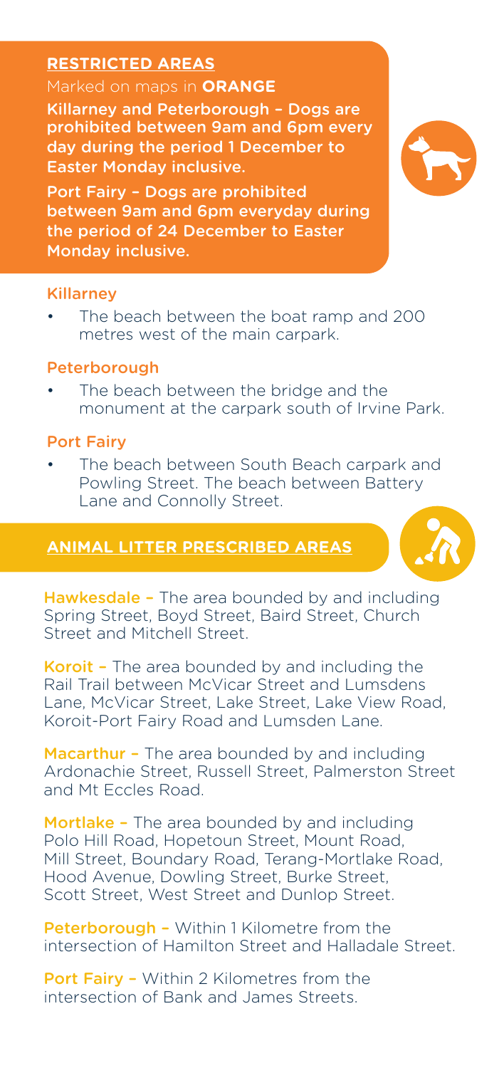## RESTRICTED AREAS

Marked on maps in **ORANGE**

Killarney and Peterborough – Dogs are prohibited between 9am and 6pm every day during the period 1 December to Easter Monday inclusive.

Port Fairy – Dogs are prohibited between 9am and 6pm everyday during the period of 24 December to Easter Monday inclusive.

### Killarney

- The beach between the boat ramp and 200 metres west of the main carpark.

### Peterborough

- The beach between the bridge and the monument at the carpark south of Irvine Park.

### Port Fairy

- The beach between South Beach carpark and Powling Street. The beach between Battery Lane and Connolly Street.

## ANIMAL LITTER PRESCRIBED AREAS

Hawkesdale – The area bounded by and including Spring Street, Boyd Street, Baird Street, Church Street and Mitchell Street.

Koroit – The area bounded by and including the Rail Trail between McVicar Street and Lumsdens Lane, McVicar Street, Lake Street, Lake View Road, Koroit-Port Fairy Road and Lumsden Lane.

Macarthur – The area bounded by and including Ardonachie Street, Russell Street, Palmerston Street and Mt Eccles Road.

Mortlake – The area bounded by and including Polo Hill Road, Hopetoun Street, Mount Road, Mill Street, Boundary Road, Terang-Mortlake Road, Hood Avenue, Dowling Street, Burke Street, Scott Street, West Street and Dunlop Street.

Peterborough – Within 1 Kilometre from the intersection of Hamilton Street and Halladale Street.

Port Fairy – Within 2 Kilometres from the intersection of Bank and James Streets.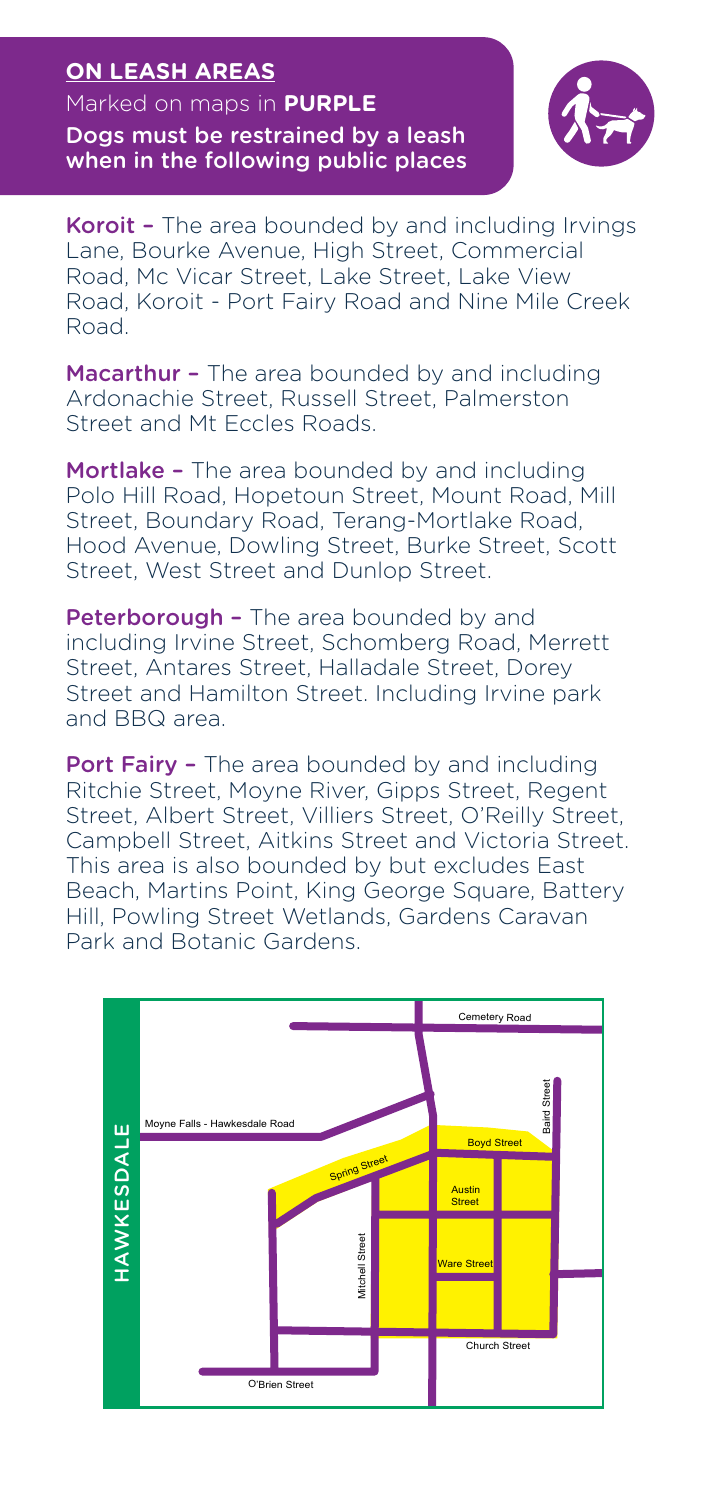## ON LEASH AREAS

Marked on maps in **PURPLE**

Dogs must be restrained by a leash when in the following public places

**Koroit –** The area bounded by and including Irvings Lane, Bourke Avenue, High Street, Commercial Road, Mc Vicar Street, Lake Street, Lake View Road, Koroit - Port Fairy Road and Nine Mile Creek Road.

**Macarthur –** The area bounded by and including Ardonachie Street, Russell Street, Palmerston Street and Mt Eccles Roads.

**Mortlake –** The area bounded by and including Polo Hill Road, Hopetoun Street, Mount Road, Mill Street, Boundary Road, Terang-Mortlake Road, Hood Avenue, Dowling Street, Burke Street, Scott Street, West Street and Dunlop Street.

**Peterborough –** The area bounded by and including Irvine Street, Schomberg Road, Merrett Street, Antares Street, Halladale Street, Dorey Street and Hamilton Street. Including Irvine park and BBQ area.

**Port Fairy –** The area bounded by and including Ritchie Street, Moyne River, Gipps Street, Regent Street, Albert Street, Villiers Street, O'Reilly Street, Campbell Street, Aitkins Street and Victoria Street. This area is also bounded by but excludes East Beach, Martins Point, King George Square, Battery Hill, Powling Street Wetlands, Gardens Caravan Park and Botanic Gardens.

HAWKESDALE

Cemetery Road
Baird Street
Moyne Falls - Hawkesdale Road
Boyd Street
Spring Street
Austin Street
Mitchell Street
Ware Street
Church Street
O'Brien Street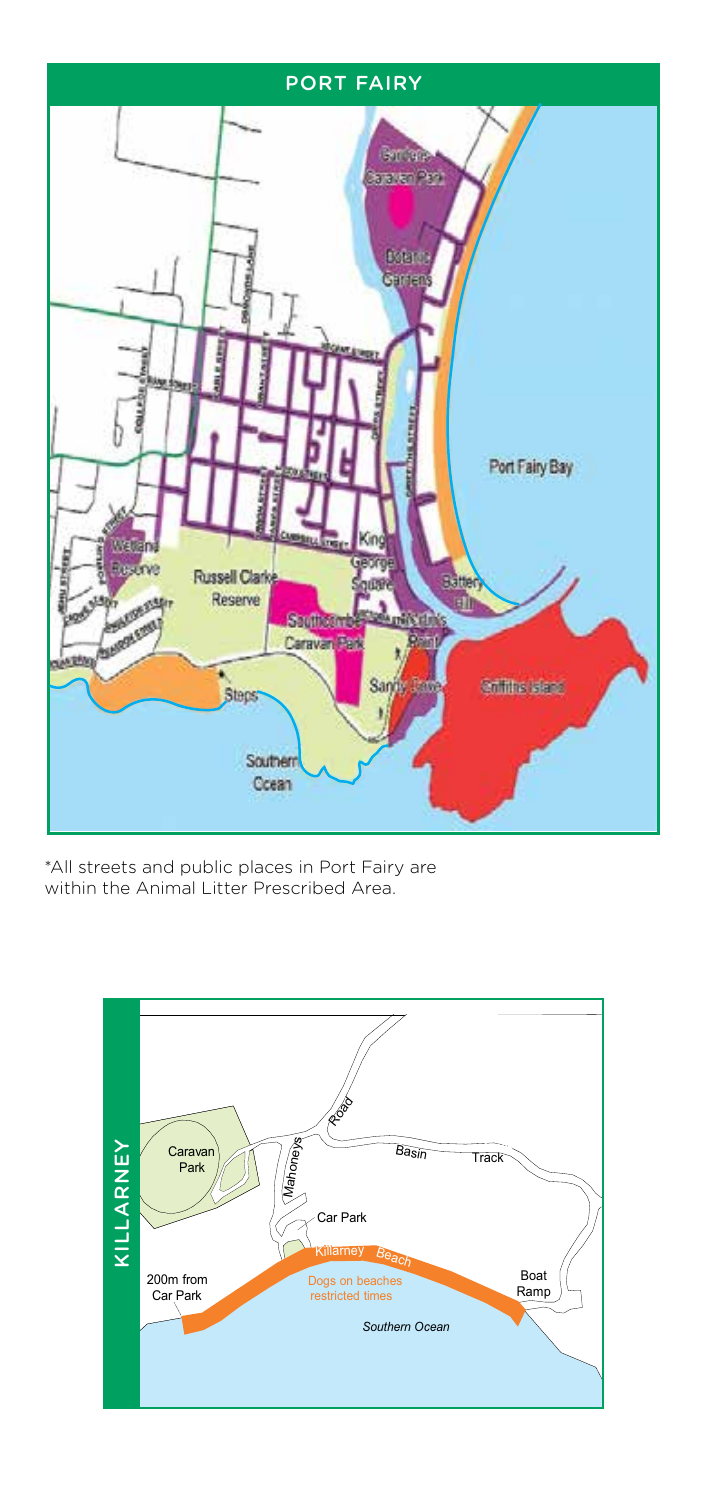## PORT FAIRY

Port Fairy Bay

Gardens Caravan Park

Botanic Gardens

King George Square

Battery Hill

Wetland Reserve

Russell Clarke Reserve

Southcombe Caravan Park

Martin's Point

Sandy Cove

Griffiths Island

Steps

Southern Ocean

*All streets and public places in Port Fairy are within the Animal Litter Prescribed Area.

## KILLARNEY

Caravan Park

Mahoneys Road

Basin Track

Car Park

Killarney Beach

200m from Car Park

Dogs on beaches restricted times

Boat Ramp

Southern Ocean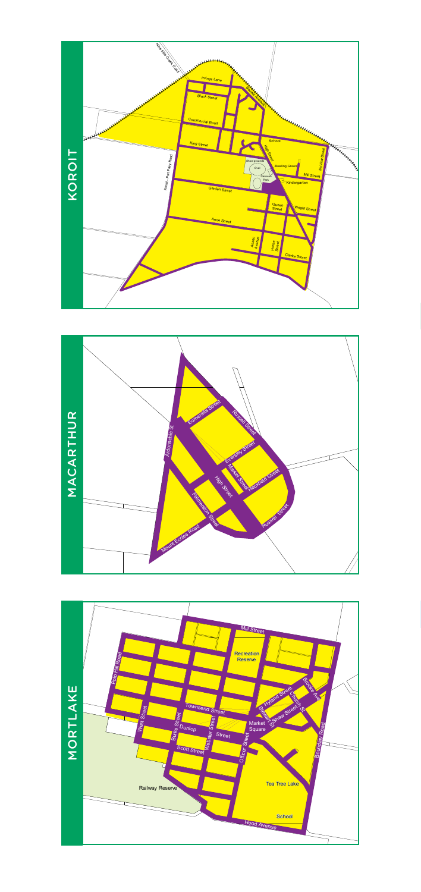# KOROIT

Nine Mile Creek Road

Irvings Lane

Black Street

Bourke Street

Commercial Road

King Street

School

High Street

Koroit - Port Fairy Road

Showgrounds

Oval

Caravan Park

Bowling Green

McVicar Street

Mill Street

Kindergarten

Garden Street

Queen Street

Wright Street

Anne Street

Anzac Avenue

Horne Street

Clarke Street

# MACARTHUR

Eumeralla Street

Russell Street

Ardonachie St

Eversley Street

Market Street

Heckfield Street

High Street

Palmerston Street

Russell Street

Mount Eccles Road

# MORTLAKE

Mill Street

Recreation Reserve

Polo Hill Road

Brooke Ave

Hyland Street

Church St

Townsend Street

Shaw Street

Stewart St

West Street

Market Square

Burke Street

Dunlop Street

Webster Street

Boundary Road

Scott Street

Officer Street

Railway Reserve

Tea Tree Lake

School

Hood Avenue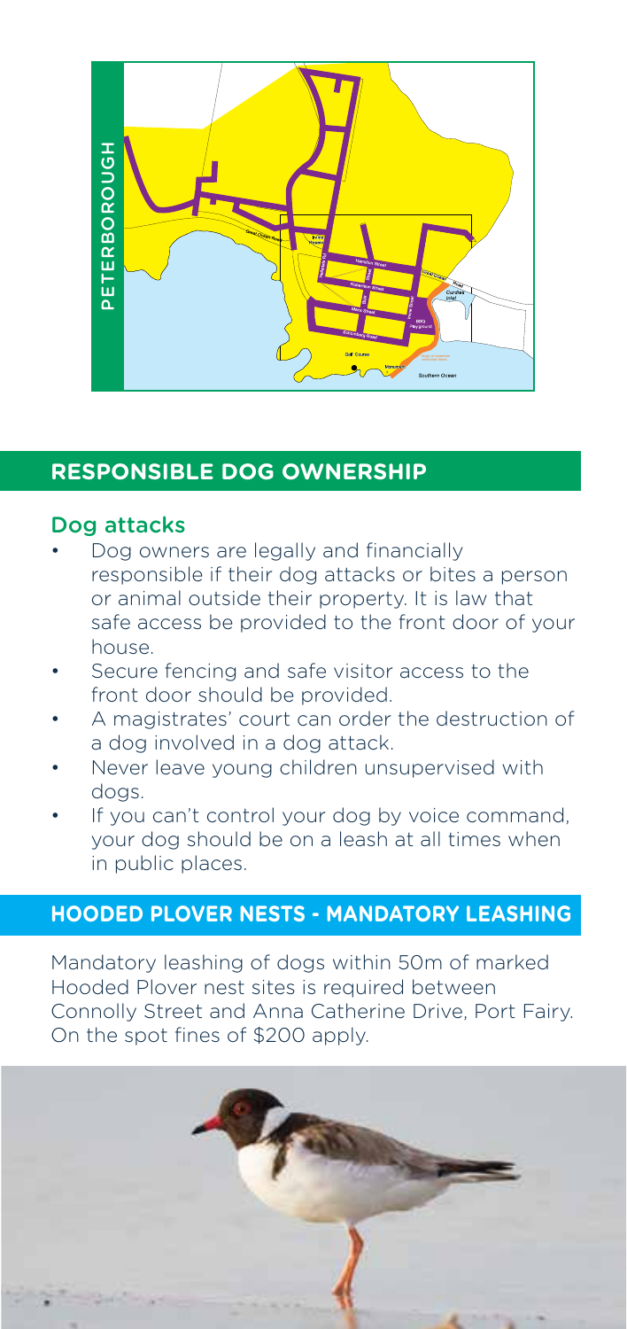PETERBOROUGH

## RESPONSIBLE DOG OWNERSHIP

### Dog attacks

- Dog owners are legally and financially responsible if their dog attacks or bites a person or animal outside their property. It is law that safe access be provided to the front door of your house.
- Secure fencing and safe visitor access to the front door should be provided.
- A magistrates' court can order the destruction of a dog involved in a dog attack.
- Never leave young children unsupervised with dogs.
- If you can't control your dog by voice command, your dog should be on a leash at all times when in public places.

## HOODED PLOVER NESTS - MANDATORY LEASHING

Mandatory leashing of dogs within 50m of marked Hooded Plover nest sites is required between Connolly Street and Anna Catherine Drive, Port Fairy. On the spot fines of $200 apply.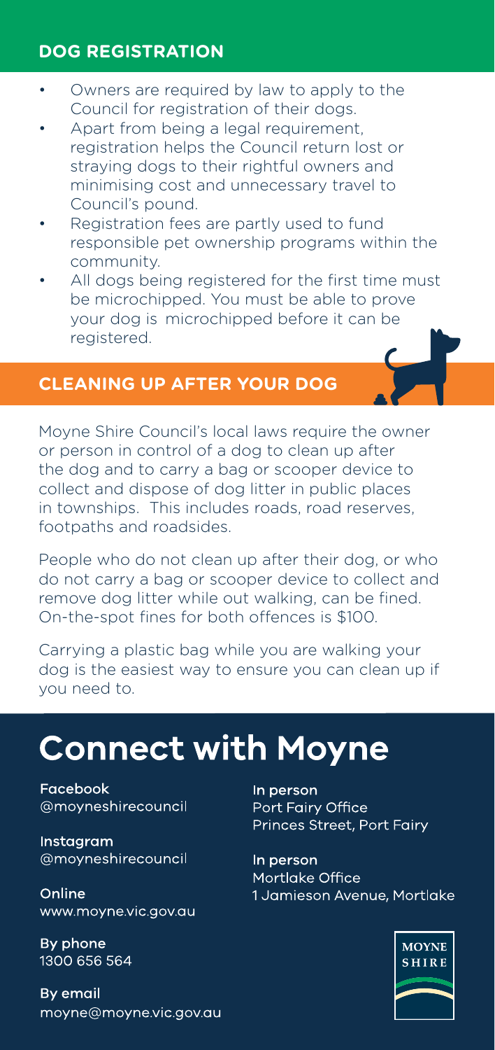## DOG REGISTRATION

- Owners are required by law to apply to the Council for registration of their dogs.
- Apart from being a legal requirement, registration helps the Council return lost or straying dogs to their rightful owners and minimising cost and unnecessary travel to Council's pound.
- Registration fees are partly used to fund responsible pet ownership programs within the community.
- All dogs being registered for the first time must be microchipped. You must be able to prove your dog is microchipped before it can be registered.

## CLEANING UP AFTER YOUR DOG

Moyne Shire Council's local laws require the owner or person in control of a dog to clean up after the dog and to carry a bag or scooper device to collect and dispose of dog litter in public places in townships. This includes roads, road reserves, footpaths and roadsides.

People who do not clean up after their dog, or who do not carry a bag or scooper device to collect and remove dog litter while out walking, can be fined. On-the-spot fines for both offences is $100.

Carrying a plastic bag while you are walking your dog is the easiest way to ensure you can clean up if you need to.

# Connect with Moyne

**Facebook**
@moyneshirecouncil

**Instagram**
@moyneshirecouncil

**Online**
www.moyne.vic.gov.au

**By phone**
1300 656 564

**By email**
moyne@moyne.vic.gov.au

**In person**
Port Fairy Office
Princes Street, Port Fairy

**In person**
Mortlake Office
1 Jamieson Avenue, Mortlake

MOYNE SHIRE